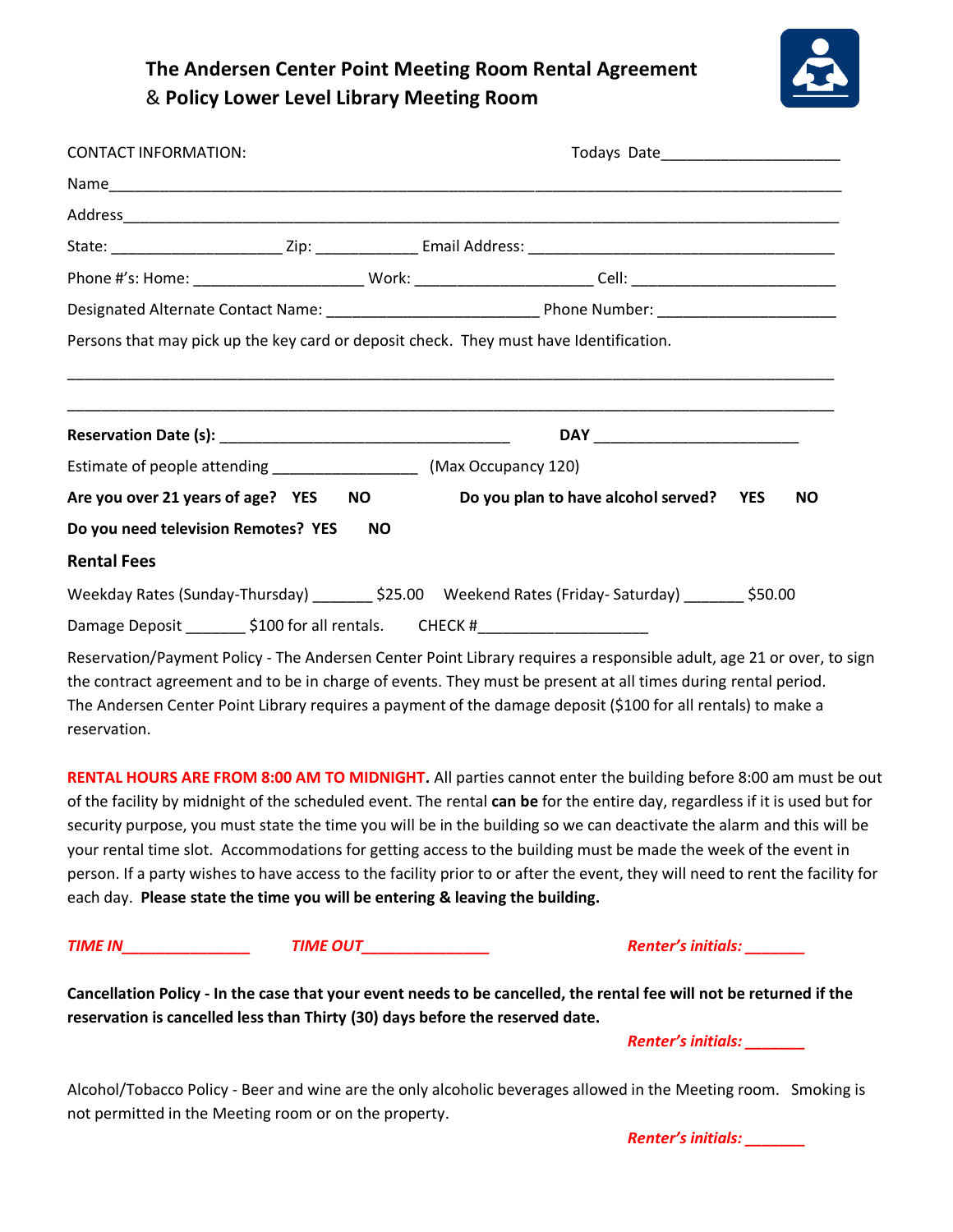# The Andersen Center Point Meeting Room Rental Agreement & Policy Lower Level Library Meeting Room

CONTACT INFORMATION: Todays Date_____________________

Name___________________________________________________________________________________

Address_________________________________________________________________________________

State: ____________________ Zip: ____________ Email Address: ____________________________________

Phone #'s: Home: ____________________ Work: _____________________ Cell: ________________________

Designated Alternate Contact Name: ________________________ Phone Number: _____________________

Persons that may pick up the key card or deposit check. They must have Identification.

_________________________________________________________________________________________

_________________________________________________________________________________________

**Reservation Date (s):** __________________________________ **DAY** ________________________

Estimate of people attending _________________ (Max Occupancy 120)

**Are you over 21 years of age? YES NO** **Do you plan to have alcohol served? YES NO**

**Do you need television Remotes? YES NO**

### Rental Fees

Weekday Rates (Sunday-Thursday) _______ $25.00 Weekend Rates (Friday- Saturday) _______ $50.00

Damage Deposit _______ $100 for all rentals. CHECK #____________________

Reservation/Payment Policy - The Andersen Center Point Library requires a responsible adult, age 21 or over, to sign the contract agreement and to be in charge of events. They must be present at all times during rental period. The Andersen Center Point Library requires a payment of the damage deposit ($100 for all rentals) to make a reservation.

**RENTAL HOURS ARE FROM 8:00 AM TO MIDNIGHT.** All parties cannot enter the building before 8:00 am must be out of the facility by midnight of the scheduled event. The rental **can be** for the entire day, regardless if it is used but for security purpose, you must state the time you will be in the building so we can deactivate the alarm and this will be your rental time slot. Accommodations for getting access to the building must be made the week of the event in person. If a party wishes to have access to the facility prior to or after the event, they will need to rent the facility for each day. **Please state the time you will be entering & leaving the building.**

***TIME IN_______________*** ***TIME OUT_______________*** ***Renter's initials: _______***

**Cancellation Policy - In the case that your event needs to be cancelled, the rental fee will not be returned if the reservation is cancelled less than Thirty (30) days before the reserved date.**

***Renter's initials: _______***

Alcohol/Tobacco Policy - Beer and wine are the only alcoholic beverages allowed in the Meeting room. Smoking is not permitted in the Meeting room or on the property.

***Renter's initials: _______***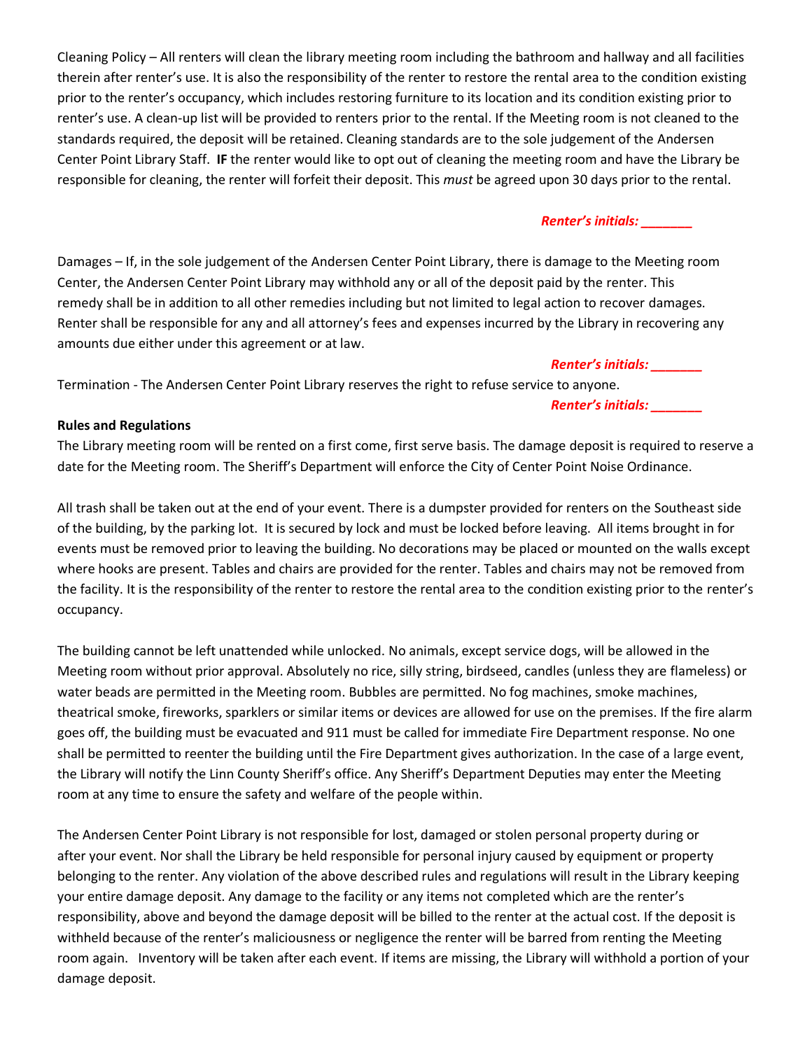Cleaning Policy – All renters will clean the library meeting room including the bathroom and hallway and all facilities therein after renter's use. It is also the responsibility of the renter to restore the rental area to the condition existing prior to the renter's occupancy, which includes restoring furniture to its location and its condition existing prior to renter's use. A clean-up list will be provided to renters prior to the rental. If the Meeting room is not cleaned to the standards required, the deposit will be retained. Cleaning standards are to the sole judgement of the Andersen Center Point Library Staff. **IF** the renter would like to opt out of cleaning the meeting room and have the Library be responsible for cleaning, the renter will forfeit their deposit. This *must* be agreed upon 30 days prior to the rental.

***Renter's initials: _______***

Damages – If, in the sole judgement of the Andersen Center Point Library, there is damage to the Meeting room Center, the Andersen Center Point Library may withhold any or all of the deposit paid by the renter. This remedy shall be in addition to all other remedies including but not limited to legal action to recover damages. Renter shall be responsible for any and all attorney's fees and expenses incurred by the Library in recovering any amounts due either under this agreement or at law.

***Renter's initials: _______***

Termination - The Andersen Center Point Library reserves the right to refuse service to anyone.

***Renter's initials: _______***

**Rules and Regulations**

The Library meeting room will be rented on a first come, first serve basis. The damage deposit is required to reserve a date for the Meeting room. The Sheriff's Department will enforce the City of Center Point Noise Ordinance.

All trash shall be taken out at the end of your event. There is a dumpster provided for renters on the Southeast side of the building, by the parking lot. It is secured by lock and must be locked before leaving. All items brought in for events must be removed prior to leaving the building. No decorations may be placed or mounted on the walls except where hooks are present. Tables and chairs are provided for the renter. Tables and chairs may not be removed from the facility. It is the responsibility of the renter to restore the rental area to the condition existing prior to the renter's occupancy.

The building cannot be left unattended while unlocked. No animals, except service dogs, will be allowed in the Meeting room without prior approval. Absolutely no rice, silly string, birdseed, candles (unless they are flameless) or water beads are permitted in the Meeting room. Bubbles are permitted. No fog machines, smoke machines, theatrical smoke, fireworks, sparklers or similar items or devices are allowed for use on the premises. If the fire alarm goes off, the building must be evacuated and 911 must be called for immediate Fire Department response. No one shall be permitted to reenter the building until the Fire Department gives authorization. In the case of a large event, the Library will notify the Linn County Sheriff's office. Any Sheriff's Department Deputies may enter the Meeting room at any time to ensure the safety and welfare of the people within.

The Andersen Center Point Library is not responsible for lost, damaged or stolen personal property during or after your event. Nor shall the Library be held responsible for personal injury caused by equipment or property belonging to the renter. Any violation of the above described rules and regulations will result in the Library keeping your entire damage deposit. Any damage to the facility or any items not completed which are the renter's responsibility, above and beyond the damage deposit will be billed to the renter at the actual cost. If the deposit is withheld because of the renter's maliciousness or negligence the renter will be barred from renting the Meeting room again. Inventory will be taken after each event. If items are missing, the Library will withhold a portion of your damage deposit.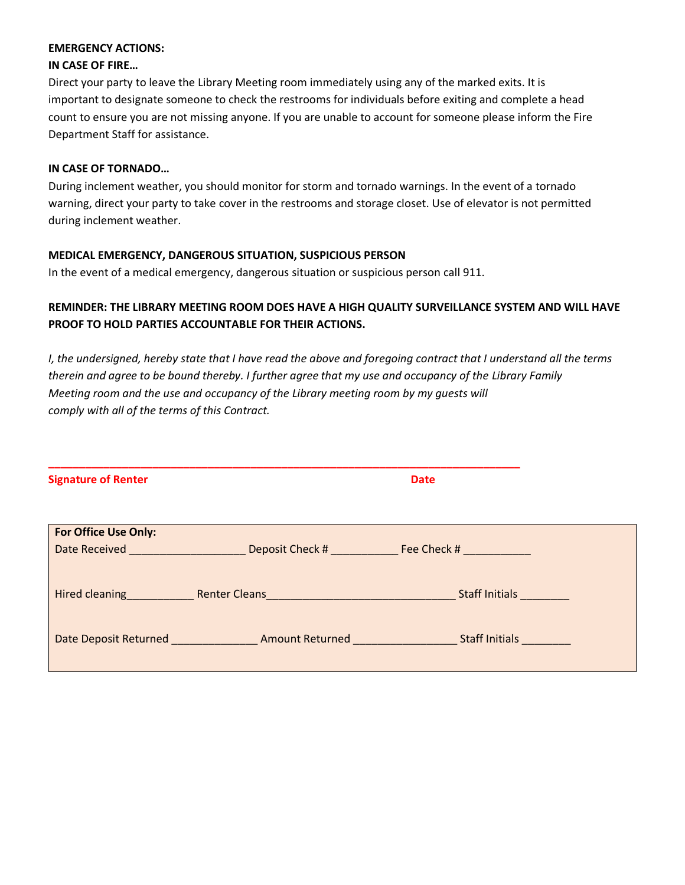**EMERGENCY ACTIONS:**

**IN CASE OF FIRE…**

Direct your party to leave the Library Meeting room immediately using any of the marked exits. It is important to designate someone to check the restrooms for individuals before exiting and complete a head count to ensure you are not missing anyone. If you are unable to account for someone please inform the Fire Department Staff for assistance.

**IN CASE OF TORNADO…**

During inclement weather, you should monitor for storm and tornado warnings. In the event of a tornado warning, direct your party to take cover in the restrooms and storage closet. Use of elevator is not permitted during inclement weather.

**MEDICAL EMERGENCY, DANGEROUS SITUATION, SUSPICIOUS PERSON**

In the event of a medical emergency, dangerous situation or suspicious person call 911.

**REMINDER: THE LIBRARY MEETING ROOM DOES HAVE A HIGH QUALITY SURVEILLANCE SYSTEM AND WILL HAVE PROOF TO HOLD PARTIES ACCOUNTABLE FOR THEIR ACTIONS.**

*I, the undersigned, hereby state that I have read the above and foregoing contract that I understand all the terms therein and agree to be bound thereby. I further agree that my use and occupancy of the Library Family Meeting room and the use and occupancy of the Library meeting room by my guests will comply with all of the terms of this Contract.*

_______________________________________________________________________________

**Signature of Renter** **Date**

**For Office Use Only:**

Date Received ___________________ Deposit Check # ___________ Fee Check # ___________

Hired cleaning___________ Renter Cleans______________________________ Staff Initials ________

Date Deposit Returned ______________ Amount Returned ________________ Staff Initials ________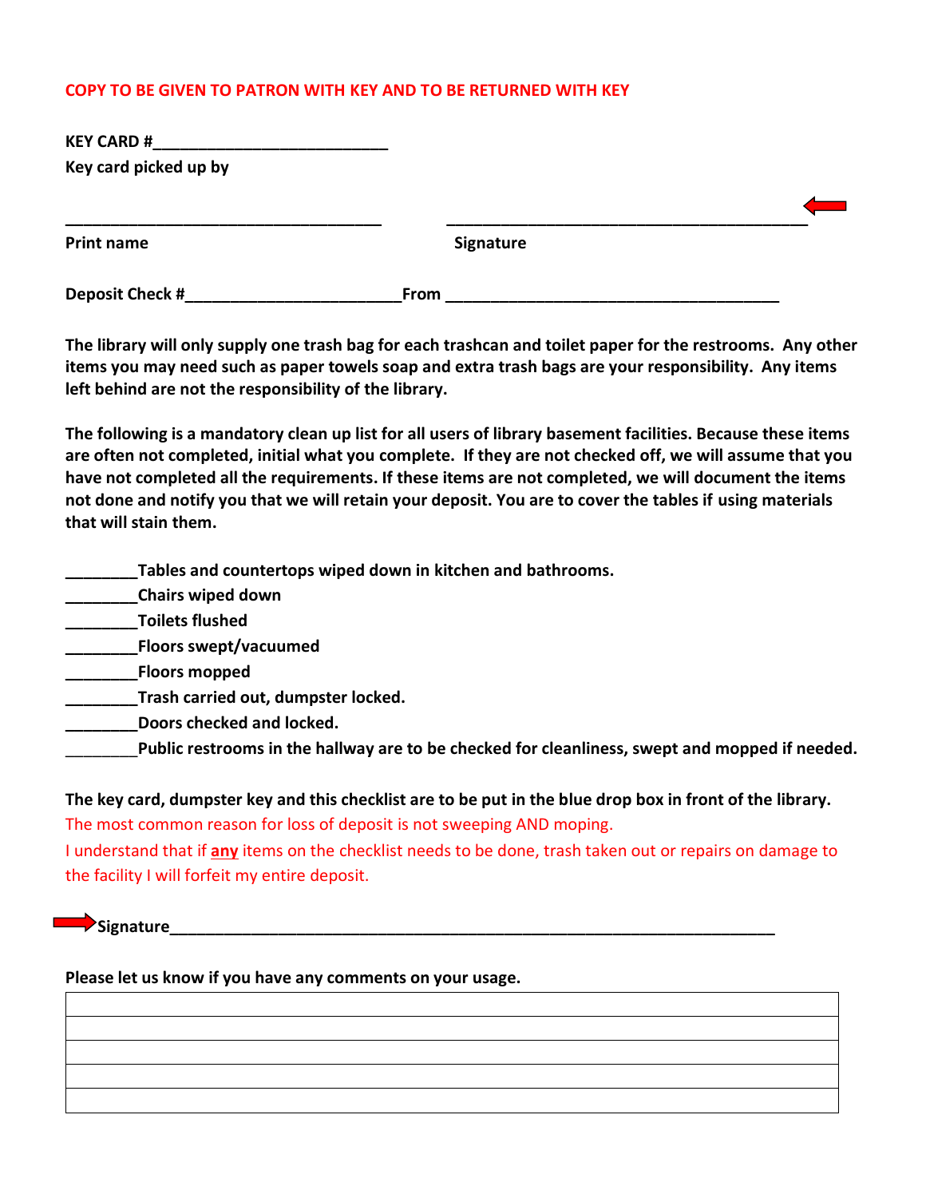COPY TO BE GIVEN TO PATRON WITH KEY AND TO BE RETURNED WITH KEY

**KEY CARD #___________________________**

**Key card picked up by**

____________________________________ ____________________________________________

**Print name** **Signature**

**Deposit Check #________________________From ______________________________________**

**The library will only supply one trash bag for each trashcan and toilet paper for the restrooms. Any other items you may need such as paper towels soap and extra trash bags are your responsibility. Any items left behind are not the responsibility of the library.**

**The following is a mandatory clean up list for all users of library basement facilities. Because these items are often not completed, initial what you complete. If they are not checked off, we will assume that you have not completed all the requirements. If these items are not completed, we will document the items not done and notify you that we will retain your deposit. You are to cover the tables if using materials that will stain them.**

**________Tables and countertops wiped down in kitchen and bathrooms.**
**________Chairs wiped down**
**________Toilets flushed**
**________Floors swept/vacuumed**
**________Floors mopped**
**________Trash carried out, dumpster locked.**
**________Doors checked and locked.**
**________Public restrooms in the hallway are to be checked for cleanliness, swept and mopped if needed.**

**The key card, dumpster key and this checklist are to be put in the blue drop box in front of the library.**

The most common reason for loss of deposit is not sweeping AND moping.

I understand that if **any** items on the checklist needs to be done, trash taken out or repairs on damage to the facility I will forfeit my entire deposit.

**Signature_________________________________________________________________________**

**Please let us know if you have any comments on your usage.**

| |
|---|
| |
| |
| |
| |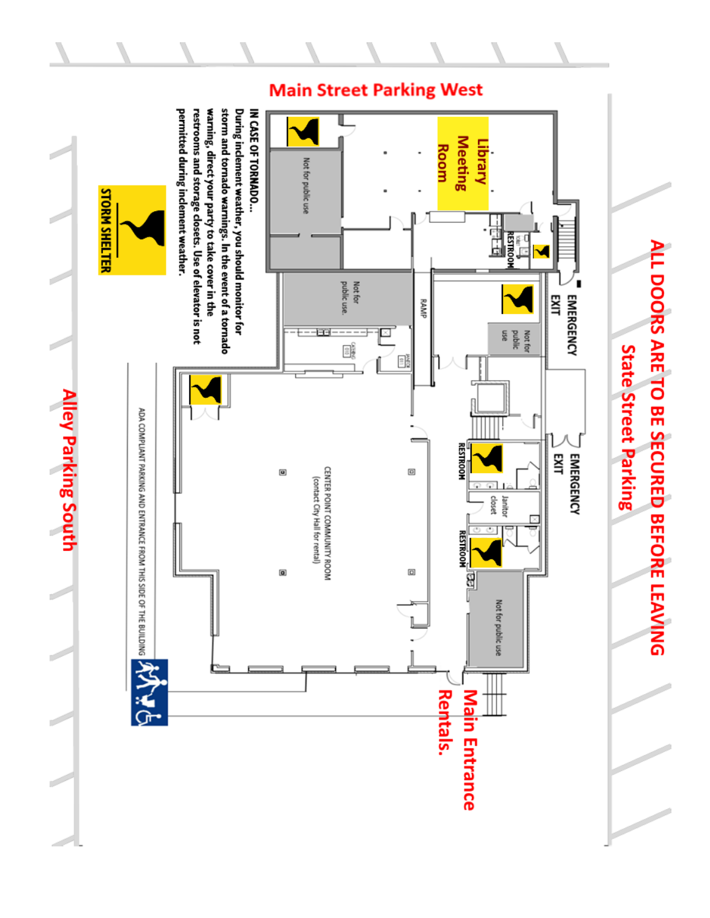Main Street Parking West

ALL DOORS ARE TO BE SECURED BEFORE LEAVING

State Street Parking

Alley Parking South

Library Meeting Room

RESTROOM

Not for public use

Not for public use.

RAMP

Not for public use

EMERGENCY EXIT

EMERGENCY EXIT

RESTROOM

Janitor closet

RESTROOM

Not for public use

CENTER POINT COMMUNITY ROOM
(contact City Hall for rental)

ADA COMPLIANT PARKING AND ENTRANCE FROM THIS SIDE OF THE BUILDING

Main Entrance Rentals.

**IN CASE OF TORNADO…**

**During inclement weather, you should monitor for storm and tornado warnings. In the event of a tornado warning, direct your party to take cover in the restrooms and storage closets. Use of elevator is not permitted during inclement weather.**

**STORM SHELTER**